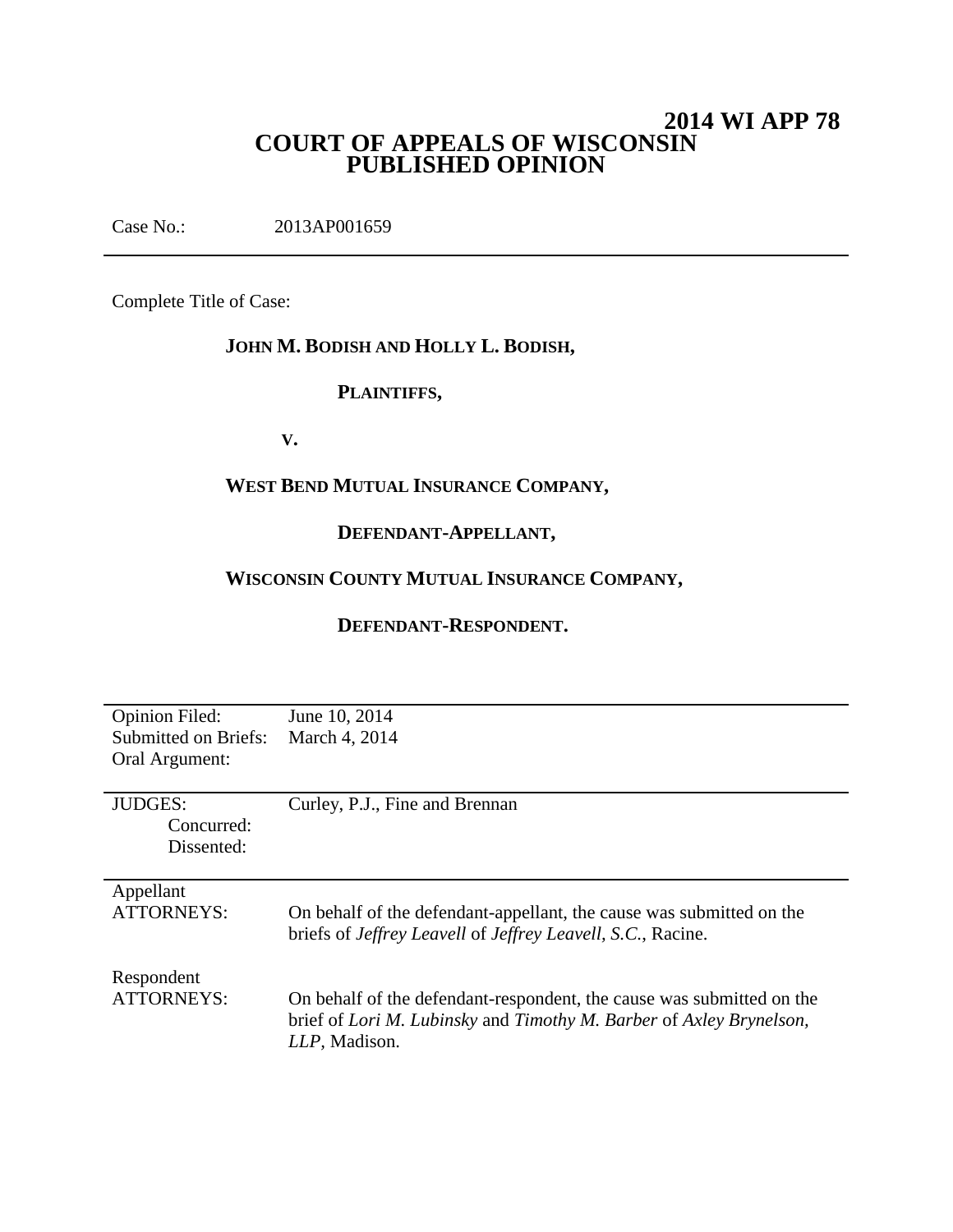# 2014 WI APP 78

# COURT OF APPEALS OF WISCONSIN
# PUBLISHED OPINION

Case No.: 2013AP001659

---

Complete Title of Case:

**JOHN M. BODISH AND HOLLY L. BODISH,**

**PLAINTIFFS,**

**V.**

**WEST BEND MUTUAL INSURANCE COMPANY,**

**DEFENDANT-APPELLANT,**

**WISCONSIN COUNTY MUTUAL INSURANCE COMPANY,**

**DEFENDANT-RESPONDENT.**

---

| | |
|---|---|
| Opinion Filed: | June 10, 2014 |
| Submitted on Briefs: | March 4, 2014 |
| Oral Argument: | |
| JUDGES: | Curley, P.J., Fine and Brennan |
| Concurred: | |
| Dissented: | |
| Appellant ATTORNEYS: | On behalf of the defendant-appellant, the cause was submitted on the briefs of *Jeffrey Leavell* of *Jeffrey Leavell, S.C.*, Racine. |
| Respondent ATTORNEYS: | On behalf of the defendant-respondent, the cause was submitted on the brief of *Lori M. Lubinsky* and *Timothy M. Barber* of *Axley Brynelson, LLP*, Madison. |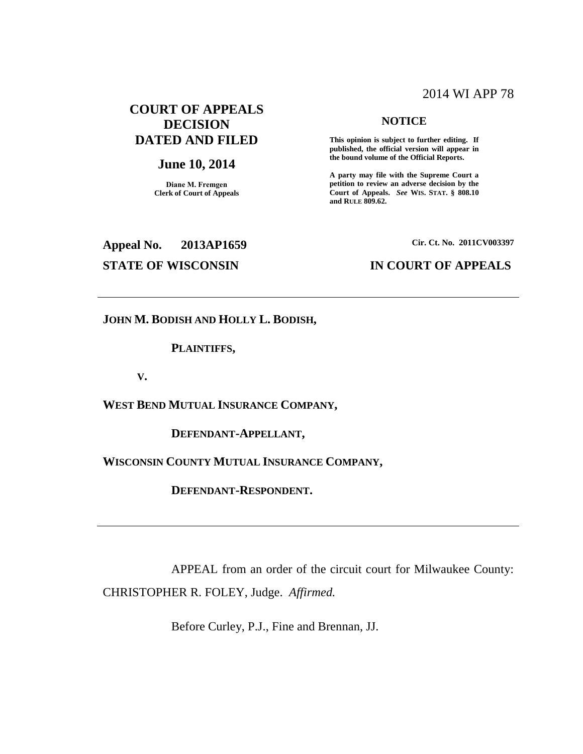2014 WI APP 78

# COURT OF APPEALS DECISION DATED AND FILED

**June 10, 2014**

**Diane M. Fremgen**
**Clerk of Court of Appeals**

**NOTICE**

**This opinion is subject to further editing. If published, the official version will appear in the bound volume of the Official Reports.**

**A party may file with the Supreme Court a petition to review an adverse decision by the Court of Appeals.** ***See*** **WIS. STAT. § 808.10 and RULE 809.62.**

**Appeal No. 2013AP1659**

**Cir. Ct. No. 2011CV003397**

**STATE OF WISCONSIN**

**IN COURT OF APPEALS**

---

**JOHN M. BODISH AND HOLLY L. BODISH,**

**PLAINTIFFS,**

**V.**

**WEST BEND MUTUAL INSURANCE COMPANY,**

**DEFENDANT-APPELLANT,**

**WISCONSIN COUNTY MUTUAL INSURANCE COMPANY,**

**DEFENDANT-RESPONDENT.**

---

APPEAL from an order of the circuit court for Milwaukee County: CHRISTOPHER R. FOLEY, Judge. *Affirmed.*

Before Curley, P.J., Fine and Brennan, JJ.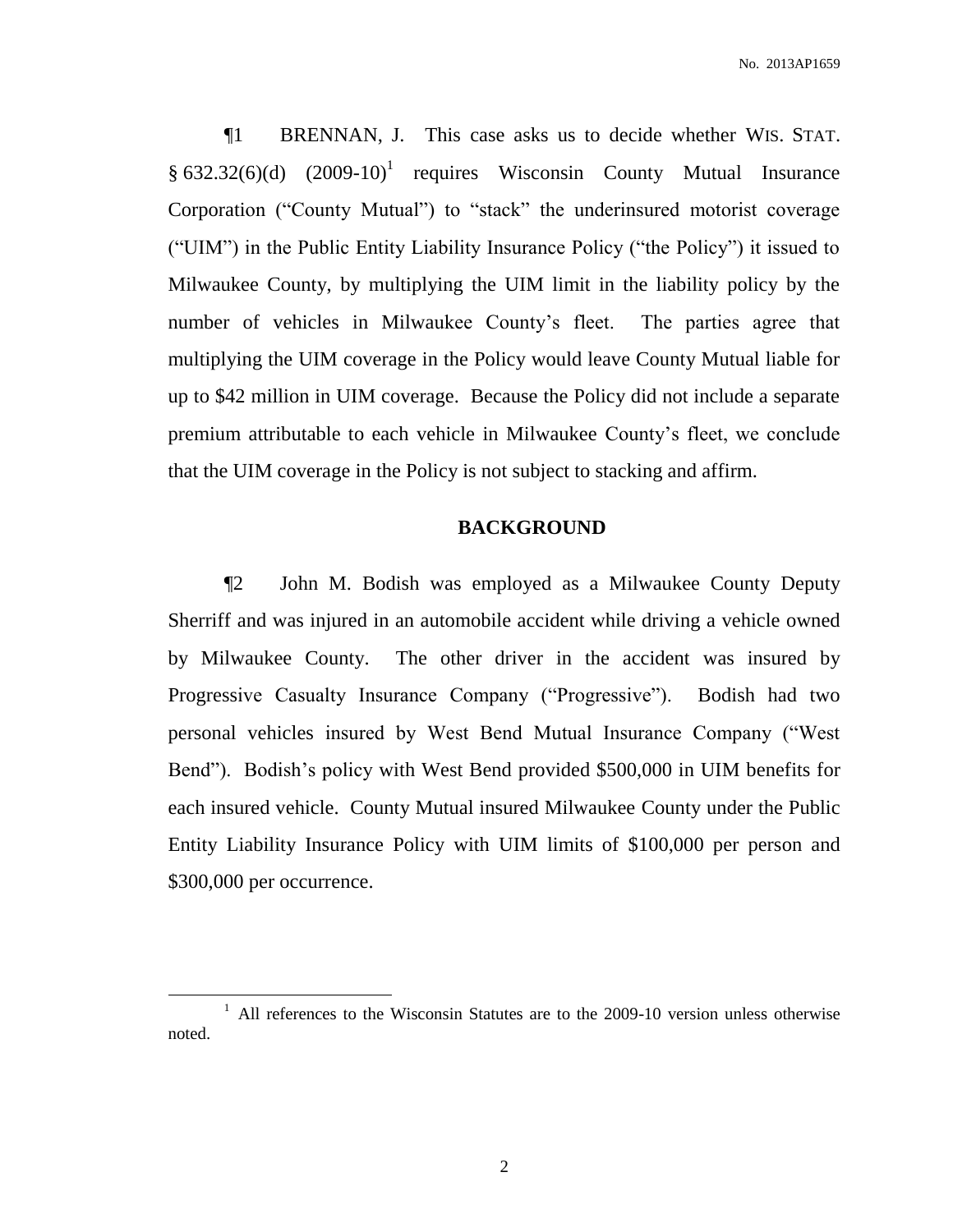¶1 BRENNAN, J. This case asks us to decide whether WIS. STAT. § 632.32(6)(d) (2009-10)[1] requires Wisconsin County Mutual Insurance Corporation ("County Mutual") to "stack" the underinsured motorist coverage ("UIM") in the Public Entity Liability Insurance Policy ("the Policy") it issued to Milwaukee County, by multiplying the UIM limit in the liability policy by the number of vehicles in Milwaukee County's fleet. The parties agree that multiplying the UIM coverage in the Policy would leave County Mutual liable for up to $42 million in UIM coverage. Because the Policy did not include a separate premium attributable to each vehicle in Milwaukee County's fleet, we conclude that the UIM coverage in the Policy is not subject to stacking and affirm.

## BACKGROUND

¶2 John M. Bodish was employed as a Milwaukee County Deputy Sherriff and was injured in an automobile accident while driving a vehicle owned by Milwaukee County. The other driver in the accident was insured by Progressive Casualty Insurance Company ("Progressive"). Bodish had two personal vehicles insured by West Bend Mutual Insurance Company ("West Bend"). Bodish's policy with West Bend provided $500,000 in UIM benefits for each insured vehicle. County Mutual insured Milwaukee County under the Public Entity Liability Insurance Policy with UIM limits of $100,000 per person and $300,000 per occurrence.

[1] All references to the Wisconsin Statutes are to the 2009-10 version unless otherwise noted.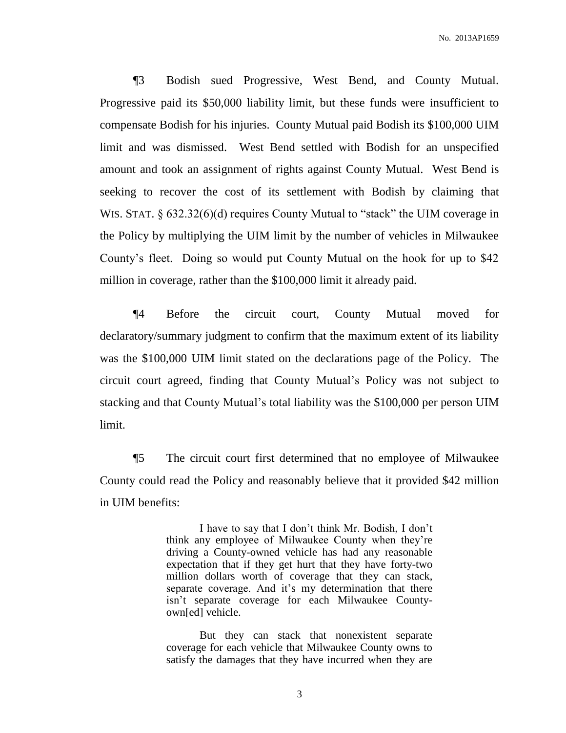¶3 Bodish sued Progressive, West Bend, and County Mutual. Progressive paid its $50,000 liability limit, but these funds were insufficient to compensate Bodish for his injuries. County Mutual paid Bodish its $100,000 UIM limit and was dismissed. West Bend settled with Bodish for an unspecified amount and took an assignment of rights against County Mutual. West Bend is seeking to recover the cost of its settlement with Bodish by claiming that WIS. STAT. § 632.32(6)(d) requires County Mutual to "stack" the UIM coverage in the Policy by multiplying the UIM limit by the number of vehicles in Milwaukee County's fleet. Doing so would put County Mutual on the hook for up to $42 million in coverage, rather than the $100,000 limit it already paid.

¶4 Before the circuit court, County Mutual moved for declaratory/summary judgment to confirm that the maximum extent of its liability was the $100,000 UIM limit stated on the declarations page of the Policy. The circuit court agreed, finding that County Mutual's Policy was not subject to stacking and that County Mutual's total liability was the $100,000 per person UIM limit.

¶5 The circuit court first determined that no employee of Milwaukee County could read the Policy and reasonably believe that it provided $42 million in UIM benefits:

> I have to say that I don't think Mr. Bodish, I don't think any employee of Milwaukee County when they're driving a County-owned vehicle has had any reasonable expectation that if they get hurt that they have forty-two million dollars worth of coverage that they can stack, separate coverage. And it's my determination that there isn't separate coverage for each Milwaukee County-own[ed] vehicle.
>
> But they can stack that nonexistent separate coverage for each vehicle that Milwaukee County owns to satisfy the damages that they have incurred when they are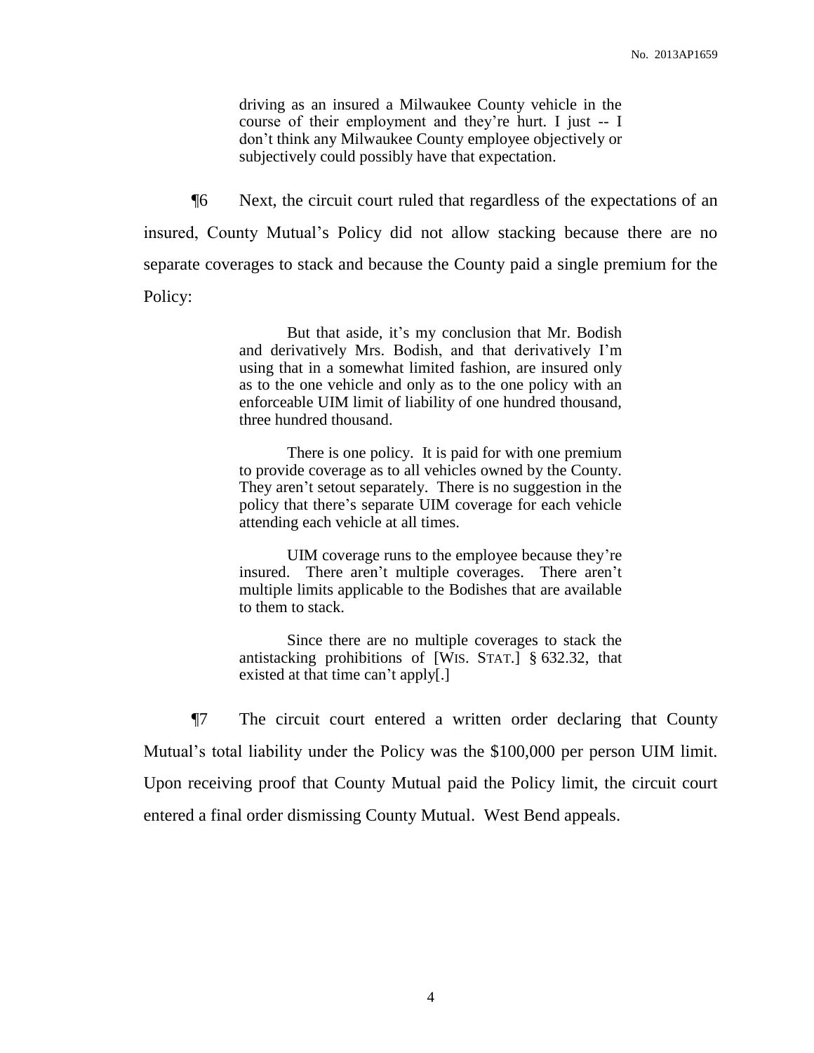> driving as an insured a Milwaukee County vehicle in the course of their employment and they're hurt. I just -- I don't think any Milwaukee County employee objectively or subjectively could possibly have that expectation.

¶6 Next, the circuit court ruled that regardless of the expectations of an insured, County Mutual's Policy did not allow stacking because there are no separate coverages to stack and because the County paid a single premium for the Policy:

> But that aside, it's my conclusion that Mr. Bodish and derivatively Mrs. Bodish, and that derivatively I'm using that in a somewhat limited fashion, are insured only as to the one vehicle and only as to the one policy with an enforceable UIM limit of liability of one hundred thousand, three hundred thousand.
>
> There is one policy. It is paid for with one premium to provide coverage as to all vehicles owned by the County. They aren't setout separately. There is no suggestion in the policy that there's separate UIM coverage for each vehicle attending each vehicle at all times.
>
> UIM coverage runs to the employee because they're insured. There aren't multiple coverages. There aren't multiple limits applicable to the Bodishes that are available to them to stack.
>
> Since there are no multiple coverages to stack the antistacking prohibitions of [WIS. STAT.] § 632.32, that existed at that time can't apply[.]

¶7 The circuit court entered a written order declaring that County Mutual's total liability under the Policy was the $100,000 per person UIM limit. Upon receiving proof that County Mutual paid the Policy limit, the circuit court entered a final order dismissing County Mutual. West Bend appeals.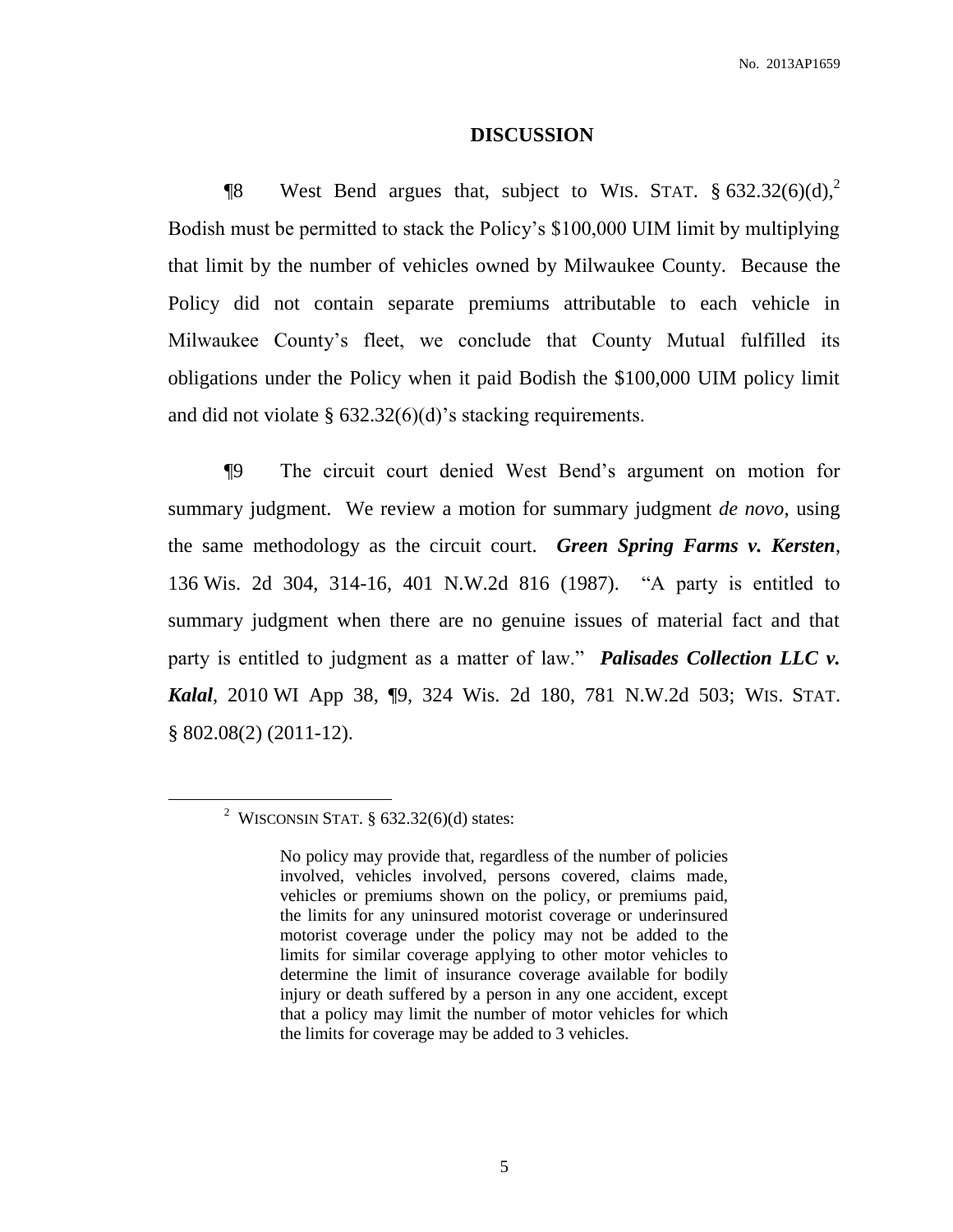## DISCUSSION

¶8 West Bend argues that, subject to WIS. STAT. § 632.32(6)(d),[2] Bodish must be permitted to stack the Policy's $100,000 UIM limit by multiplying that limit by the number of vehicles owned by Milwaukee County. Because the Policy did not contain separate premiums attributable to each vehicle in Milwaukee County's fleet, we conclude that County Mutual fulfilled its obligations under the Policy when it paid Bodish the $100,000 UIM policy limit and did not violate § 632.32(6)(d)'s stacking requirements.

¶9 The circuit court denied West Bend's argument on motion for summary judgment. We review a motion for summary judgment *de novo*, using the same methodology as the circuit court. ***Green Spring Farms v. Kersten***, 136 Wis. 2d 304, 314-16, 401 N.W.2d 816 (1987). "A party is entitled to summary judgment when there are no genuine issues of material fact and that party is entitled to judgment as a matter of law." ***Palisades Collection LLC v. Kalal***, 2010 WI App 38, ¶9, 324 Wis. 2d 180, 781 N.W.2d 503; WIS. STAT. § 802.08(2) (2011-12).

---

[2] WISCONSIN STAT. § 632.32(6)(d) states:

> No policy may provide that, regardless of the number of policies involved, vehicles involved, persons covered, claims made, vehicles or premiums shown on the policy, or premiums paid, the limits for any uninsured motorist coverage or underinsured motorist coverage under the policy may not be added to the limits for similar coverage applying to other motor vehicles to determine the limit of insurance coverage available for bodily injury or death suffered by a person in any one accident, except that a policy may limit the number of motor vehicles for which the limits for coverage may be added to 3 vehicles.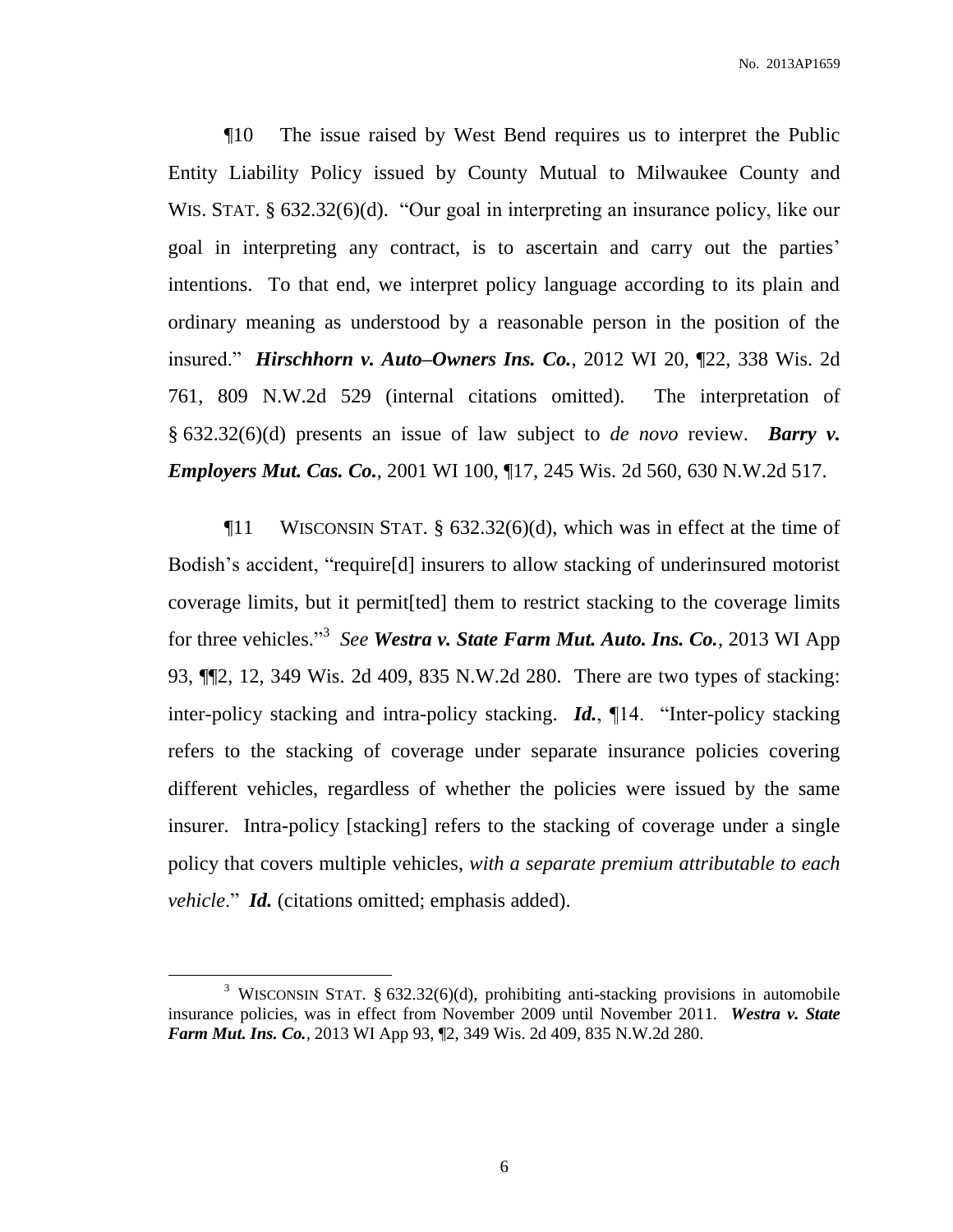¶10 The issue raised by West Bend requires us to interpret the Public Entity Liability Policy issued by County Mutual to Milwaukee County and WIS. STAT. § 632.32(6)(d). "Our goal in interpreting an insurance policy, like our goal in interpreting any contract, is to ascertain and carry out the parties' intentions. To that end, we interpret policy language according to its plain and ordinary meaning as understood by a reasonable person in the position of the insured." ***Hirschhorn v. Auto–Owners Ins. Co.***, 2012 WI 20, ¶22, 338 Wis. 2d 761, 809 N.W.2d 529 (internal citations omitted). The interpretation of § 632.32(6)(d) presents an issue of law subject to *de novo* review. ***Barry v. Employers Mut. Cas. Co.***, 2001 WI 100, ¶17, 245 Wis. 2d 560, 630 N.W.2d 517.

¶11 WISCONSIN STAT. § 632.32(6)(d), which was in effect at the time of Bodish's accident, "require[d] insurers to allow stacking of underinsured motorist coverage limits, but it permit[ted] them to restrict stacking to the coverage limits for three vehicles."[3] *See* ***Westra v. State Farm Mut. Auto. Ins. Co.***, 2013 WI App 93, ¶¶2, 12, 349 Wis. 2d 409, 835 N.W.2d 280. There are two types of stacking: inter-policy stacking and intra-policy stacking. ***Id.***, ¶14. "Inter-policy stacking refers to the stacking of coverage under separate insurance policies covering different vehicles, regardless of whether the policies were issued by the same insurer. Intra-policy [stacking] refers to the stacking of coverage under a single policy that covers multiple vehicles, *with a separate premium attributable to each vehicle*." ***Id.*** (citations omitted; emphasis added).

---

[3] WISCONSIN STAT. § 632.32(6)(d), prohibiting anti-stacking provisions in automobile insurance policies, was in effect from November 2009 until November 2011. ***Westra v. State Farm Mut. Ins. Co.***, 2013 WI App 93, ¶2, 349 Wis. 2d 409, 835 N.W.2d 280.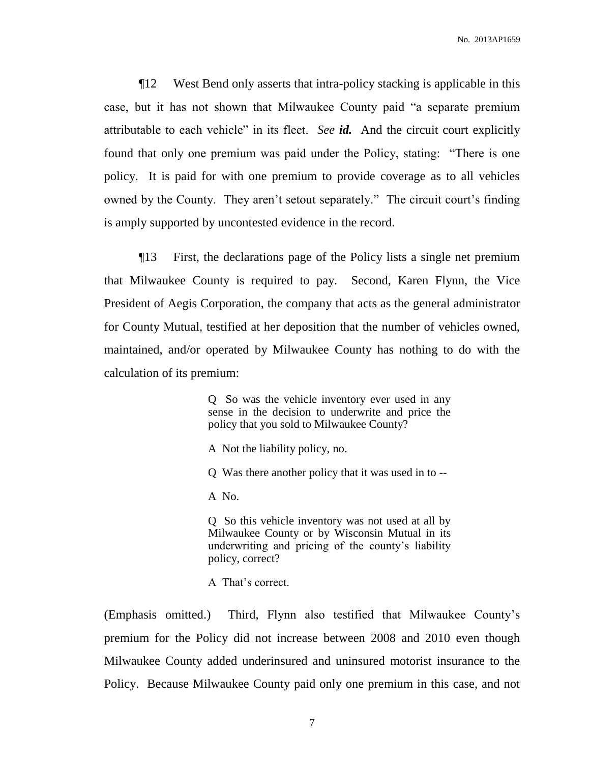¶12 West Bend only asserts that intra-policy stacking is applicable in this case, but it has not shown that Milwaukee County paid "a separate premium attributable to each vehicle" in its fleet. *See* ***id.*** And the circuit court explicitly found that only one premium was paid under the Policy, stating: "There is one policy. It is paid for with one premium to provide coverage as to all vehicles owned by the County. They aren't setout separately." The circuit court's finding is amply supported by uncontested evidence in the record.

¶13 First, the declarations page of the Policy lists a single net premium that Milwaukee County is required to pay. Second, Karen Flynn, the Vice President of Aegis Corporation, the company that acts as the general administrator for County Mutual, testified at her deposition that the number of vehicles owned, maintained, and/or operated by Milwaukee County has nothing to do with the calculation of its premium:

> Q So was the vehicle inventory ever used in any sense in the decision to underwrite and price the policy that you sold to Milwaukee County?
>
> A Not the liability policy, no.
>
> Q Was there another policy that it was used in to --
>
> A No.
>
> Q So this vehicle inventory was not used at all by Milwaukee County or by Wisconsin Mutual in its underwriting and pricing of the county's liability policy, correct?
>
> A That's correct.

(Emphasis omitted.) Third, Flynn also testified that Milwaukee County's premium for the Policy did not increase between 2008 and 2010 even though Milwaukee County added underinsured and uninsured motorist insurance to the Policy. Because Milwaukee County paid only one premium in this case, and not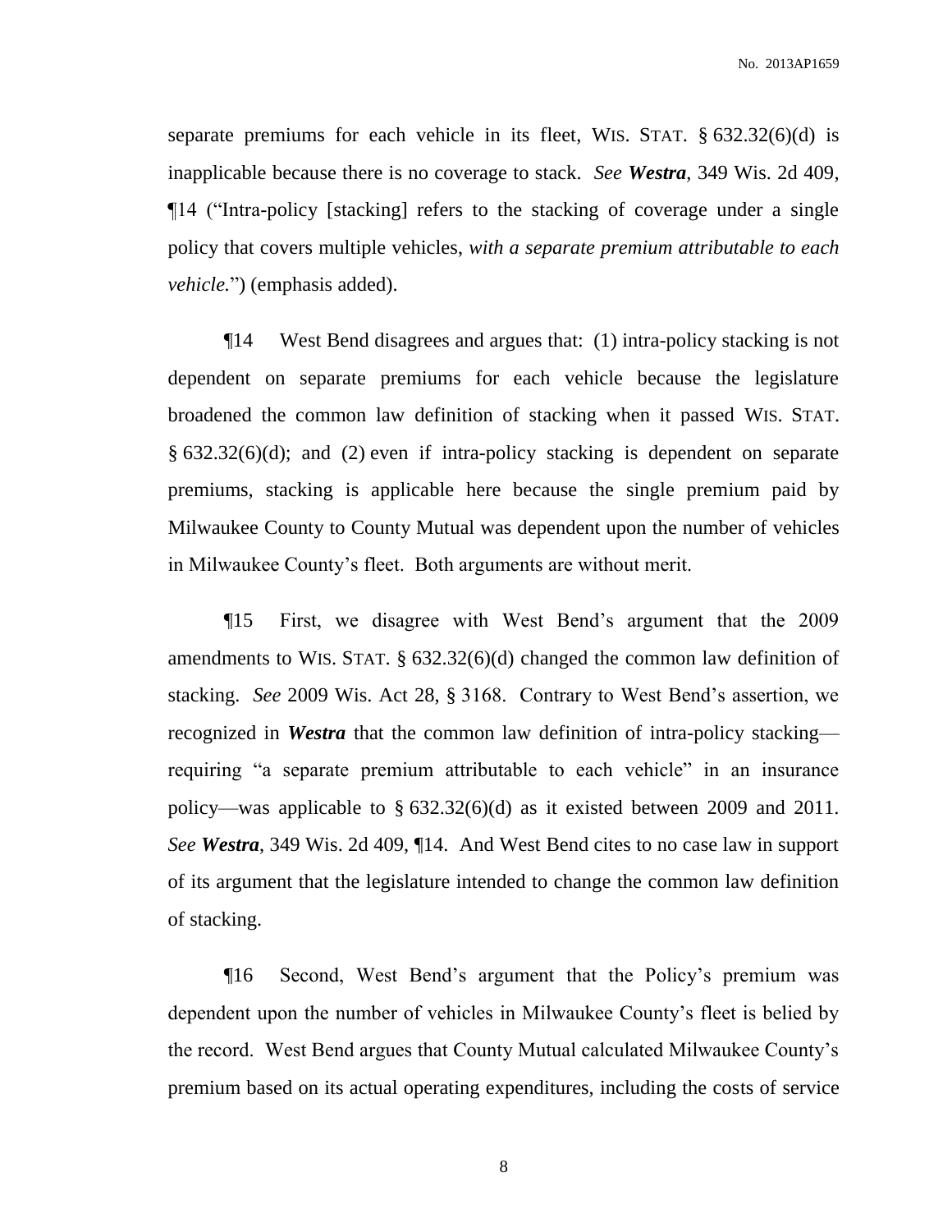separate premiums for each vehicle in its fleet, WIS. STAT. § 632.32(6)(d) is inapplicable because there is no coverage to stack. *See* ***Westra***, 349 Wis. 2d 409, ¶14 ("Intra-policy [stacking] refers to the stacking of coverage under a single policy that covers multiple vehicles, *with a separate premium attributable to each vehicle.*") (emphasis added).

¶14 West Bend disagrees and argues that: (1) intra-policy stacking is not dependent on separate premiums for each vehicle because the legislature broadened the common law definition of stacking when it passed WIS. STAT. § 632.32(6)(d); and (2) even if intra-policy stacking is dependent on separate premiums, stacking is applicable here because the single premium paid by Milwaukee County to County Mutual was dependent upon the number of vehicles in Milwaukee County's fleet. Both arguments are without merit.

¶15 First, we disagree with West Bend's argument that the 2009 amendments to WIS. STAT. § 632.32(6)(d) changed the common law definition of stacking. *See* 2009 Wis. Act 28, § 3168. Contrary to West Bend's assertion, we recognized in ***Westra*** that the common law definition of intra-policy stacking—requiring "a separate premium attributable to each vehicle" in an insurance policy—was applicable to § 632.32(6)(d) as it existed between 2009 and 2011. *See* ***Westra***, 349 Wis. 2d 409, ¶14. And West Bend cites to no case law in support of its argument that the legislature intended to change the common law definition of stacking.

¶16 Second, West Bend's argument that the Policy's premium was dependent upon the number of vehicles in Milwaukee County's fleet is belied by the record. West Bend argues that County Mutual calculated Milwaukee County's premium based on its actual operating expenditures, including the costs of service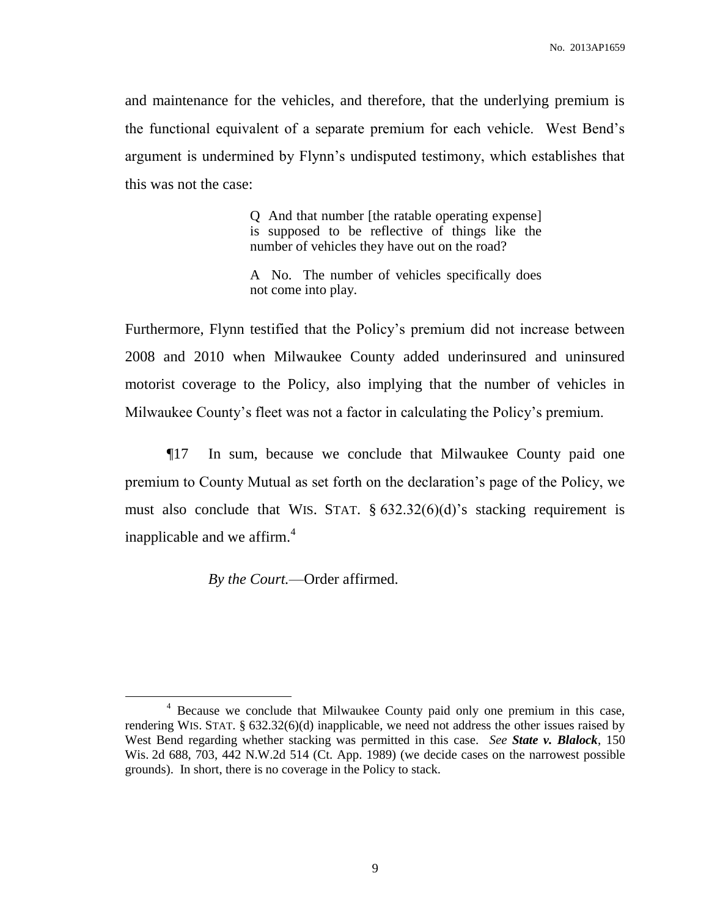and maintenance for the vehicles, and therefore, that the underlying premium is the functional equivalent of a separate premium for each vehicle. West Bend's argument is undermined by Flynn's undisputed testimony, which establishes that this was not the case:

> Q And that number [the ratable operating expense] is supposed to be reflective of things like the number of vehicles they have out on the road?
>
> A No. The number of vehicles specifically does not come into play.

Furthermore, Flynn testified that the Policy's premium did not increase between 2008 and 2010 when Milwaukee County added underinsured and uninsured motorist coverage to the Policy, also implying that the number of vehicles in Milwaukee County's fleet was not a factor in calculating the Policy's premium.

¶17 In sum, because we conclude that Milwaukee County paid one premium to County Mutual as set forth on the declaration's page of the Policy, we must also conclude that WIS. STAT. § 632.32(6)(d)'s stacking requirement is inapplicable and we affirm.[4]

*By the Court.*—Order affirmed.

---

[4] Because we conclude that Milwaukee County paid only one premium in this case, rendering WIS. STAT. § 632.32(6)(d) inapplicable, we need not address the other issues raised by West Bend regarding whether stacking was permitted in this case. *See* ***State v. Blalock***, 150 Wis. 2d 688, 703, 442 N.W.2d 514 (Ct. App. 1989) (we decide cases on the narrowest possible grounds). In short, there is no coverage in the Policy to stack.